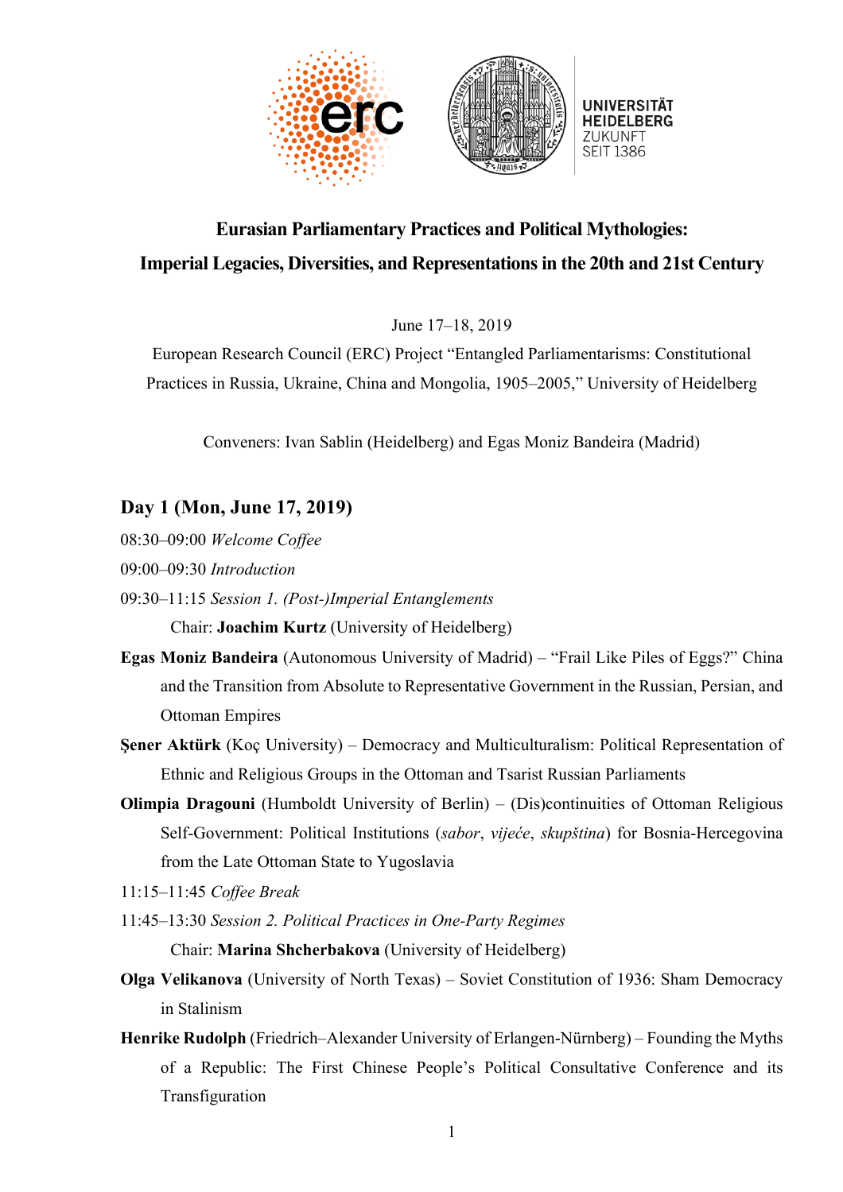# Eurasian Parliamentary Practices and Political Mythologies: Imperial Legacies, Diversities, and Representations in the 20th and 21st Century

June 17–18, 2019

European Research Council (ERC) Project "Entangled Parliamentarisms: Constitutional Practices in Russia, Ukraine, China and Mongolia, 1905–2005," University of Heidelberg

Conveners: Ivan Sablin (Heidelberg) and Egas Moniz Bandeira (Madrid)

## Day 1 (Mon, June 17, 2019)

08:30–09:00 *Welcome Coffee*

09:00–09:30 *Introduction*

09:30–11:15 *Session 1. (Post-)Imperial Entanglements*

Chair: **Joachim Kurtz** (University of Heidelberg)

**Egas Moniz Bandeira** (Autonomous University of Madrid) – "Frail Like Piles of Eggs?" China and the Transition from Absolute to Representative Government in the Russian, Persian, and Ottoman Empires

**Şener Aktürk** (Koç University) – Democracy and Multiculturalism: Political Representation of Ethnic and Religious Groups in the Ottoman and Tsarist Russian Parliaments

**Olimpia Dragouni** (Humboldt University of Berlin) – (Dis)continuities of Ottoman Religious Self-Government: Political Institutions (*sabor*, *vijeće*, *skupština*) for Bosnia-Hercegovina from the Late Ottoman State to Yugoslavia

11:15–11:45 *Coffee Break*

11:45–13:30 *Session 2. Political Practices in One-Party Regimes*

Chair: **Marina Shcherbakova** (University of Heidelberg)

**Olga Velikanova** (University of North Texas) – Soviet Constitution of 1936: Sham Democracy in Stalinism

**Henrike Rudolph** (Friedrich–Alexander University of Erlangen-Nürnberg) – Founding the Myths of a Republic: The First Chinese People's Political Consultative Conference and its Transfiguration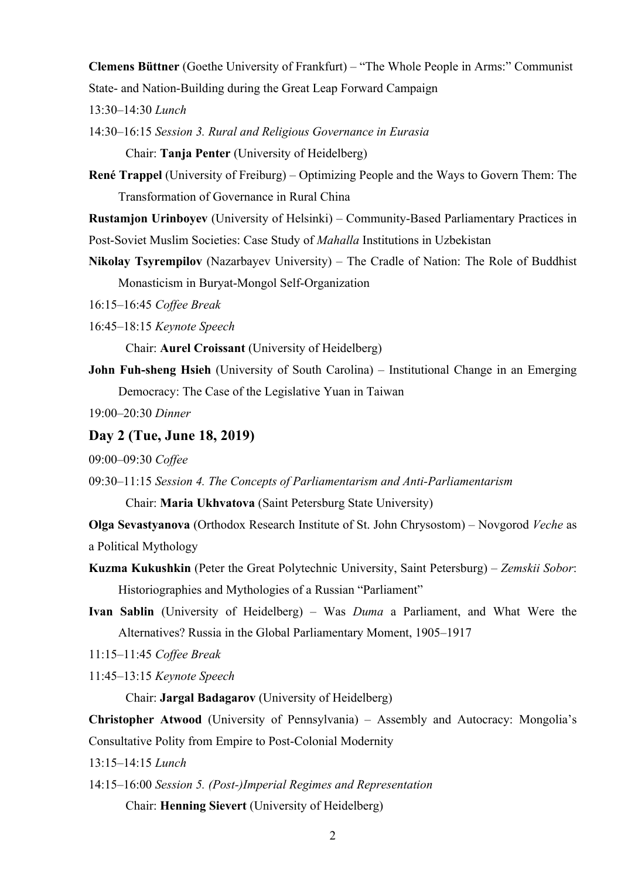**Clemens Büttner** (Goethe University of Frankfurt) – "The Whole People in Arms:" Communist State- and Nation-Building during the Great Leap Forward Campaign

13:30–14:30 *Lunch*

14:30–16:15 *Session 3. Rural and Religious Governance in Eurasia*

Chair: **Tanja Penter** (University of Heidelberg)

**René Trappel** (University of Freiburg) – Optimizing People and the Ways to Govern Them: The Transformation of Governance in Rural China

**Rustamjon Urinboyev** (University of Helsinki) – Community-Based Parliamentary Practices in Post-Soviet Muslim Societies: Case Study of *Mahalla* Institutions in Uzbekistan

**Nikolay Tsyrempilov** (Nazarbayev University) – The Cradle of Nation: The Role of Buddhist Monasticism in Buryat-Mongol Self-Organization

16:15–16:45 *Coffee Break*

16:45–18:15 *Keynote Speech*

Chair: **Aurel Croissant** (University of Heidelberg)

**John Fuh-sheng Hsieh** (University of South Carolina) – Institutional Change in an Emerging Democracy: The Case of the Legislative Yuan in Taiwan

19:00–20:30 *Dinner*

## Day 2 (Tue, June 18, 2019)

09:00–09:30 *Coffee*

09:30–11:15 *Session 4. The Concepts of Parliamentarism and Anti-Parliamentarism*

Chair: **Maria Ukhvatova** (Saint Petersburg State University)

**Olga Sevastyanova** (Orthodox Research Institute of St. John Chrysostom) – Novgorod *Veche* as a Political Mythology

**Kuzma Kukushkin** (Peter the Great Polytechnic University, Saint Petersburg) – *Zemskii Sobor*: Historiographies and Mythologies of a Russian "Parliament"

**Ivan Sablin** (University of Heidelberg) – Was *Duma* a Parliament, and What Were the Alternatives? Russia in the Global Parliamentary Moment, 1905–1917

11:15–11:45 *Coffee Break*

11:45–13:15 *Keynote Speech*

Chair: **Jargal Badagarov** (University of Heidelberg)

**Christopher Atwood** (University of Pennsylvania) – Assembly and Autocracy: Mongolia's Consultative Polity from Empire to Post-Colonial Modernity

13:15–14:15 *Lunch*

14:15–16:00 *Session 5. (Post-)Imperial Regimes and Representation*

Chair: **Henning Sievert** (University of Heidelberg)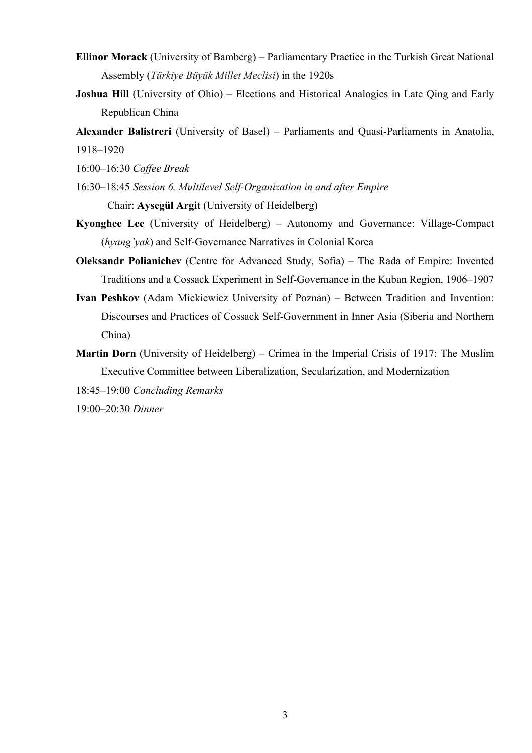**Ellinor Morack** (University of Bamberg) – Parliamentary Practice in the Turkish Great National Assembly (*Türkiye Büyük Millet Meclisi*) in the 1920s

**Joshua Hill** (University of Ohio) – Elections and Historical Analogies in Late Qing and Early Republican China

**Alexander Balistreri** (University of Basel) – Parliaments and Quasi-Parliaments in Anatolia, 1918–1920

16:00–16:30 *Coffee Break*

16:30–18:45 *Session 6. Multilevel Self-Organization in and after Empire*

Chair: **Aysegül Argit** (University of Heidelberg)

**Kyonghee Lee** (University of Heidelberg) – Autonomy and Governance: Village-Compact (*hyang'yak*) and Self-Governance Narratives in Colonial Korea

**Oleksandr Polianichev** (Centre for Advanced Study, Sofia) – The Rada of Empire: Invented Traditions and a Cossack Experiment in Self-Governance in the Kuban Region, 1906–1907

**Ivan Peshkov** (Adam Mickiewicz University of Poznan) – Between Tradition and Invention: Discourses and Practices of Cossack Self-Government in Inner Asia (Siberia and Northern China)

**Martin Dorn** (University of Heidelberg) – Crimea in the Imperial Crisis of 1917: The Muslim Executive Committee between Liberalization, Secularization, and Modernization

18:45–19:00 *Concluding Remarks*

19:00–20:30 *Dinner*